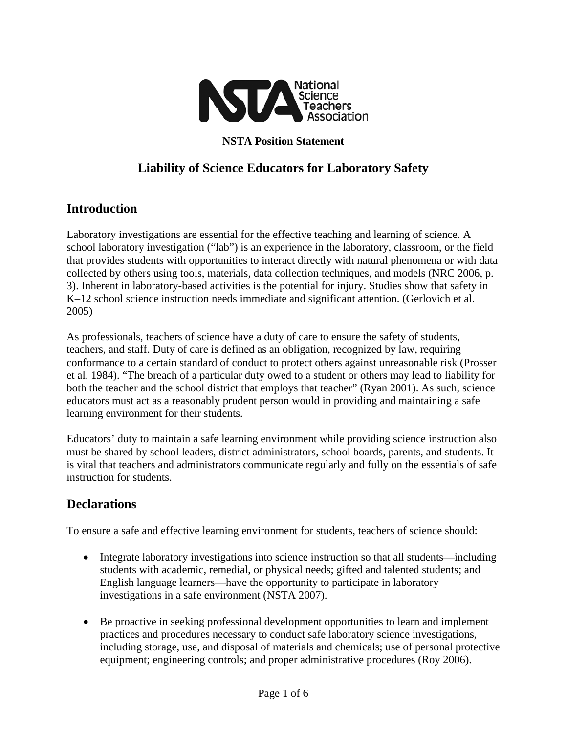**NSTA Position Statement**

# Liability of Science Educators for Laboratory Safety

## Introduction

Laboratory investigations are essential for the effective teaching and learning of science. A school laboratory investigation ("lab") is an experience in the laboratory, classroom, or the field that provides students with opportunities to interact directly with natural phenomena or with data collected by others using tools, materials, data collection techniques, and models (NRC 2006, p. 3). Inherent in laboratory-based activities is the potential for injury. Studies show that safety in K–12 school science instruction needs immediate and significant attention. (Gerlovich et al. 2005)

As professionals, teachers of science have a duty of care to ensure the safety of students, teachers, and staff. Duty of care is defined as an obligation, recognized by law, requiring conformance to a certain standard of conduct to protect others against unreasonable risk (Prosser et al. 1984). "The breach of a particular duty owed to a student or others may lead to liability for both the teacher and the school district that employs that teacher" (Ryan 2001). As such, science educators must act as a reasonably prudent person would in providing and maintaining a safe learning environment for their students.

Educators' duty to maintain a safe learning environment while providing science instruction also must be shared by school leaders, district administrators, school boards, parents, and students. It is vital that teachers and administrators communicate regularly and fully on the essentials of safe instruction for students.

## Declarations

To ensure a safe and effective learning environment for students, teachers of science should:

- Integrate laboratory investigations into science instruction so that all students—including students with academic, remedial, or physical needs; gifted and talented students; and English language learners—have the opportunity to participate in laboratory investigations in a safe environment (NSTA 2007).

- Be proactive in seeking professional development opportunities to learn and implement practices and procedures necessary to conduct safe laboratory science investigations, including storage, use, and disposal of materials and chemicals; use of personal protective equipment; engineering controls; and proper administrative procedures (Roy 2006).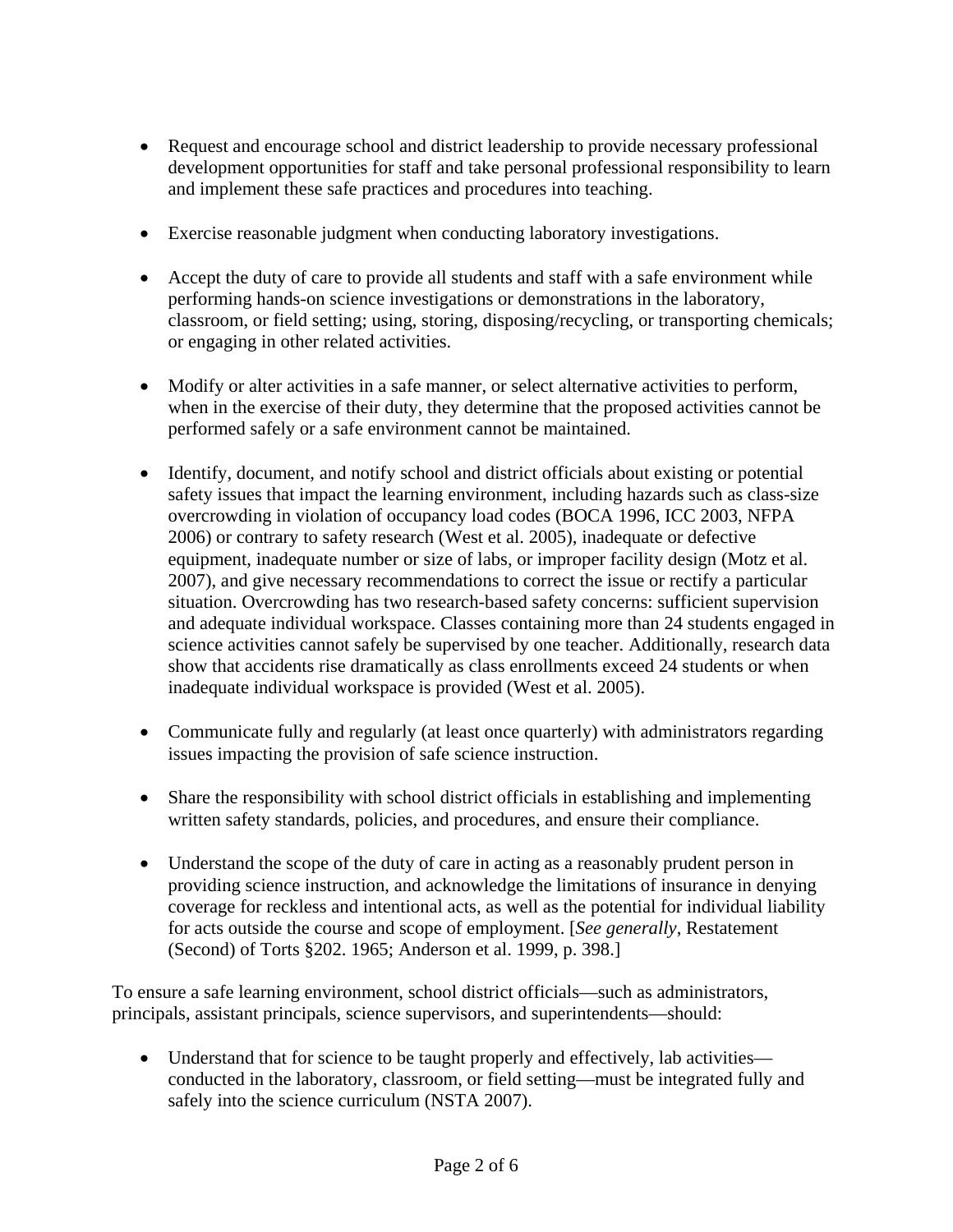- Request and encourage school and district leadership to provide necessary professional development opportunities for staff and take personal professional responsibility to learn and implement these safe practices and procedures into teaching.

- Exercise reasonable judgment when conducting laboratory investigations.

- Accept the duty of care to provide all students and staff with a safe environment while performing hands-on science investigations or demonstrations in the laboratory, classroom, or field setting; using, storing, disposing/recycling, or transporting chemicals; or engaging in other related activities.

- Modify or alter activities in a safe manner, or select alternative activities to perform, when in the exercise of their duty, they determine that the proposed activities cannot be performed safely or a safe environment cannot be maintained.

- Identify, document, and notify school and district officials about existing or potential safety issues that impact the learning environment, including hazards such as class-size overcrowding in violation of occupancy load codes (BOCA 1996, ICC 2003, NFPA 2006) or contrary to safety research (West et al. 2005), inadequate or defective equipment, inadequate number or size of labs, or improper facility design (Motz et al. 2007), and give necessary recommendations to correct the issue or rectify a particular situation. Overcrowding has two research-based safety concerns: sufficient supervision and adequate individual workspace. Classes containing more than 24 students engaged in science activities cannot safely be supervised by one teacher. Additionally, research data show that accidents rise dramatically as class enrollments exceed 24 students or when inadequate individual workspace is provided (West et al. 2005).

- Communicate fully and regularly (at least once quarterly) with administrators regarding issues impacting the provision of safe science instruction.

- Share the responsibility with school district officials in establishing and implementing written safety standards, policies, and procedures, and ensure their compliance.

- Understand the scope of the duty of care in acting as a reasonably prudent person in providing science instruction, and acknowledge the limitations of insurance in denying coverage for reckless and intentional acts, as well as the potential for individual liability for acts outside the course and scope of employment. [*See generally*, Restatement (Second) of Torts §202. 1965; Anderson et al. 1999, p. 398.]

To ensure a safe learning environment, school district officials—such as administrators, principals, assistant principals, science supervisors, and superintendents—should:

- Understand that for science to be taught properly and effectively, lab activities—conducted in the laboratory, classroom, or field setting—must be integrated fully and safely into the science curriculum (NSTA 2007).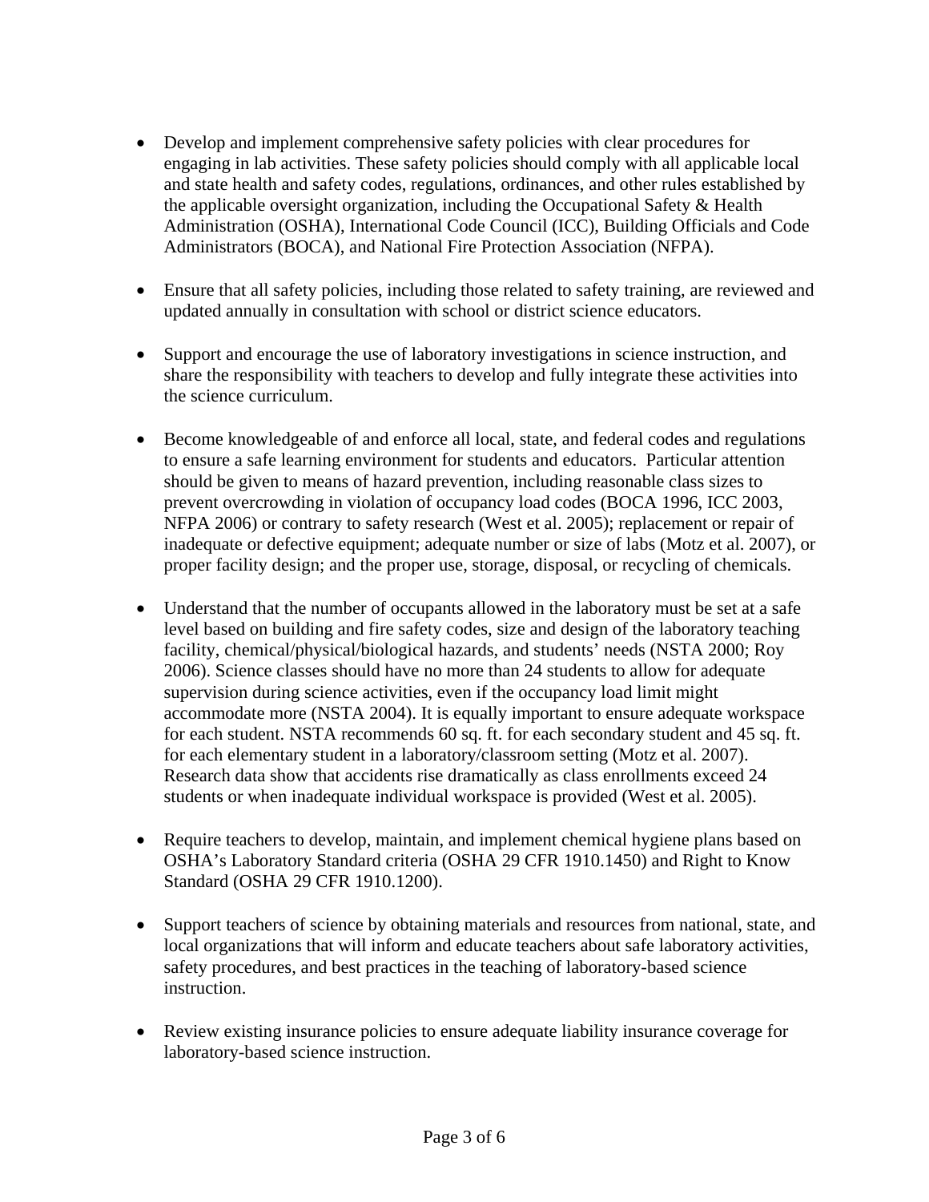- Develop and implement comprehensive safety policies with clear procedures for engaging in lab activities. These safety policies should comply with all applicable local and state health and safety codes, regulations, ordinances, and other rules established by the applicable oversight organization, including the Occupational Safety & Health Administration (OSHA), International Code Council (ICC), Building Officials and Code Administrators (BOCA), and National Fire Protection Association (NFPA).

- Ensure that all safety policies, including those related to safety training, are reviewed and updated annually in consultation with school or district science educators.

- Support and encourage the use of laboratory investigations in science instruction, and share the responsibility with teachers to develop and fully integrate these activities into the science curriculum.

- Become knowledgeable of and enforce all local, state, and federal codes and regulations to ensure a safe learning environment for students and educators. Particular attention should be given to means of hazard prevention, including reasonable class sizes to prevent overcrowding in violation of occupancy load codes (BOCA 1996, ICC 2003, NFPA 2006) or contrary to safety research (West et al. 2005); replacement or repair of inadequate or defective equipment; adequate number or size of labs (Motz et al. 2007), or proper facility design; and the proper use, storage, disposal, or recycling of chemicals.

- Understand that the number of occupants allowed in the laboratory must be set at a safe level based on building and fire safety codes, size and design of the laboratory teaching facility, chemical/physical/biological hazards, and students' needs (NSTA 2000; Roy 2006). Science classes should have no more than 24 students to allow for adequate supervision during science activities, even if the occupancy load limit might accommodate more (NSTA 2004). It is equally important to ensure adequate workspace for each student. NSTA recommends 60 sq. ft. for each secondary student and 45 sq. ft. for each elementary student in a laboratory/classroom setting (Motz et al. 2007). Research data show that accidents rise dramatically as class enrollments exceed 24 students or when inadequate individual workspace is provided (West et al. 2005).

- Require teachers to develop, maintain, and implement chemical hygiene plans based on OSHA's Laboratory Standard criteria (OSHA 29 CFR 1910.1450) and Right to Know Standard (OSHA 29 CFR 1910.1200).

- Support teachers of science by obtaining materials and resources from national, state, and local organizations that will inform and educate teachers about safe laboratory activities, safety procedures, and best practices in the teaching of laboratory-based science instruction.

- Review existing insurance policies to ensure adequate liability insurance coverage for laboratory-based science instruction.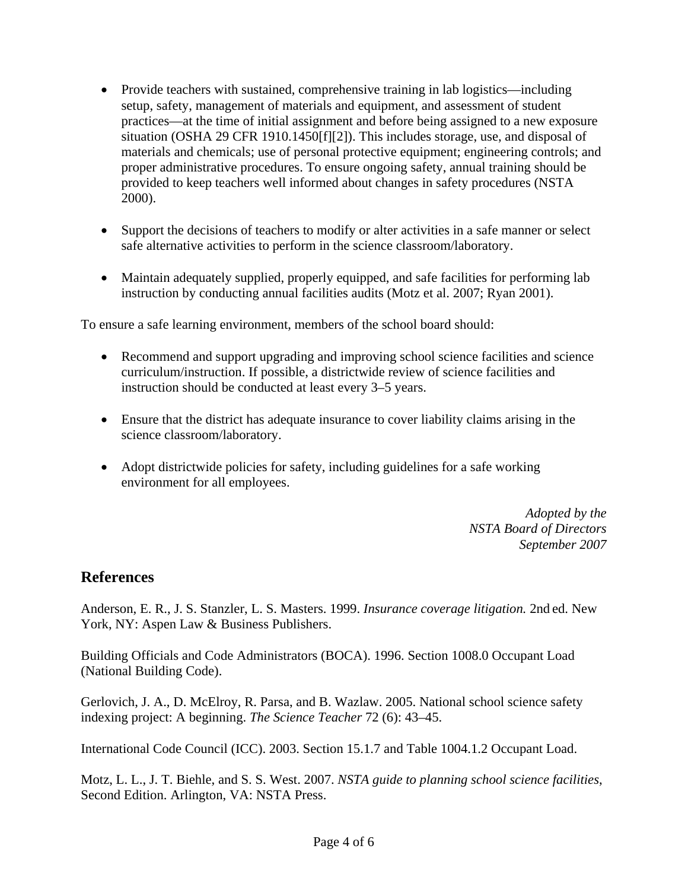- Provide teachers with sustained, comprehensive training in lab logistics—including setup, safety, management of materials and equipment, and assessment of student practices—at the time of initial assignment and before being assigned to a new exposure situation (OSHA 29 CFR 1910.1450[f][2]). This includes storage, use, and disposal of materials and chemicals; use of personal protective equipment; engineering controls; and proper administrative procedures. To ensure ongoing safety, annual training should be provided to keep teachers well informed about changes in safety procedures (NSTA 2000).

- Support the decisions of teachers to modify or alter activities in a safe manner or select safe alternative activities to perform in the science classroom/laboratory.

- Maintain adequately supplied, properly equipped, and safe facilities for performing lab instruction by conducting annual facilities audits (Motz et al. 2007; Ryan 2001).

To ensure a safe learning environment, members of the school board should:

- Recommend and support upgrading and improving school science facilities and science curriculum/instruction. If possible, a districtwide review of science facilities and instruction should be conducted at least every 3–5 years.

- Ensure that the district has adequate insurance to cover liability claims arising in the science classroom/laboratory.

- Adopt districtwide policies for safety, including guidelines for a safe working environment for all employees.

*Adopted by the*
*NSTA Board of Directors*
*September 2007*

## References

Anderson, E. R., J. S. Stanzler, L. S. Masters. 1999. *Insurance coverage litigation.* 2nd ed. New York, NY: Aspen Law & Business Publishers.

Building Officials and Code Administrators (BOCA). 1996. Section 1008.0 Occupant Load (National Building Code).

Gerlovich, J. A., D. McElroy, R. Parsa, and B. Wazlaw. 2005. National school science safety indexing project: A beginning. *The Science Teacher* 72 (6): 43–45.

International Code Council (ICC). 2003. Section 15.1.7 and Table 1004.1.2 Occupant Load.

Motz, L. L., J. T. Biehle, and S. S. West. 2007. *NSTA guide to planning school science facilities*, Second Edition. Arlington, VA: NSTA Press.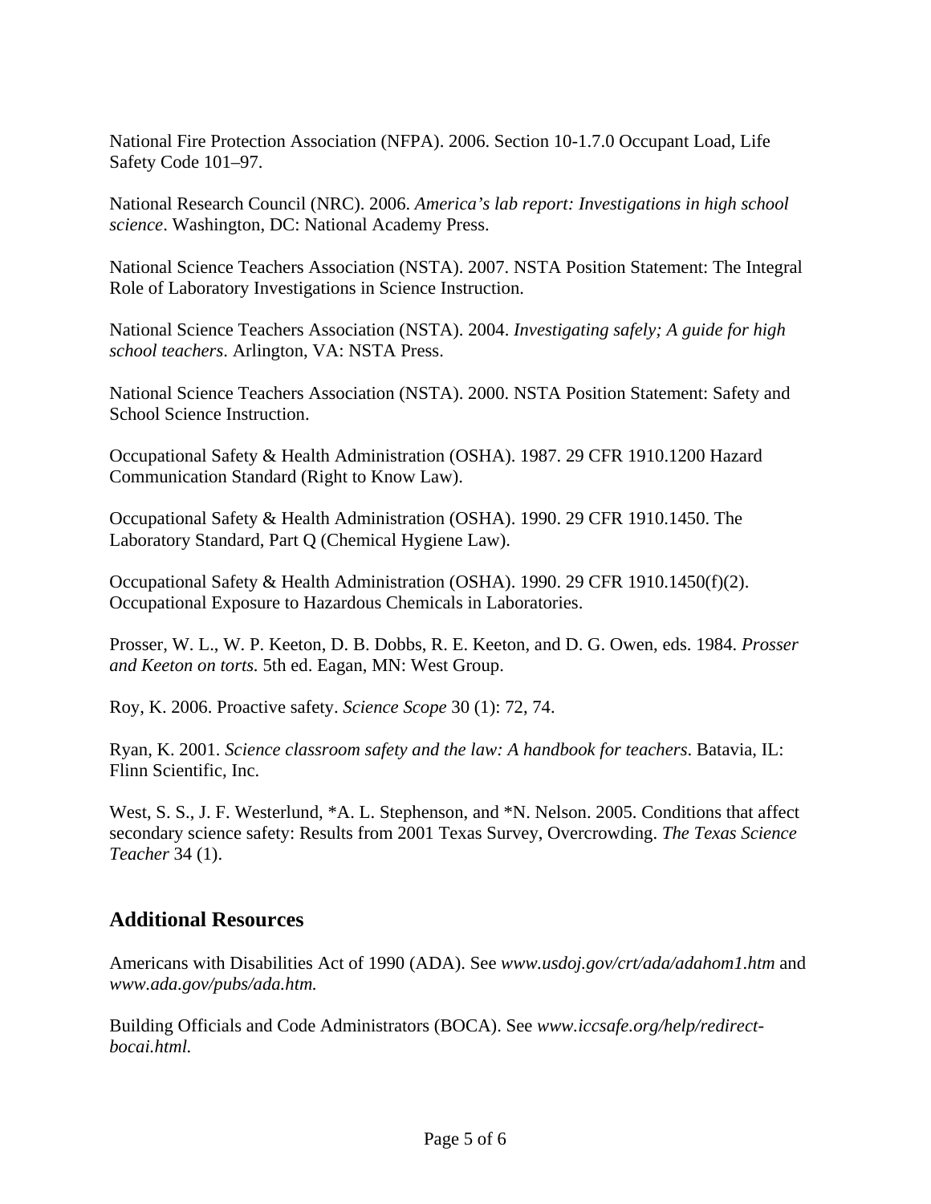National Fire Protection Association (NFPA). 2006. Section 10-1.7.0 Occupant Load, Life Safety Code 101–97.

National Research Council (NRC). 2006. *America's lab report: Investigations in high school science*. Washington, DC: National Academy Press.

National Science Teachers Association (NSTA). 2007. NSTA Position Statement: The Integral Role of Laboratory Investigations in Science Instruction.

National Science Teachers Association (NSTA). 2004. *Investigating safely; A guide for high school teachers*. Arlington, VA: NSTA Press.

National Science Teachers Association (NSTA). 2000. NSTA Position Statement: Safety and School Science Instruction.

Occupational Safety & Health Administration (OSHA). 1987. 29 CFR 1910.1200 Hazard Communication Standard (Right to Know Law).

Occupational Safety & Health Administration (OSHA). 1990. 29 CFR 1910.1450. The Laboratory Standard, Part Q (Chemical Hygiene Law).

Occupational Safety & Health Administration (OSHA). 1990. 29 CFR 1910.1450(f)(2). Occupational Exposure to Hazardous Chemicals in Laboratories.

Prosser, W. L., W. P. Keeton, D. B. Dobbs, R. E. Keeton, and D. G. Owen, eds. 1984. *Prosser and Keeton on torts*. 5th ed. Eagan, MN: West Group.

Roy, K. 2006. Proactive safety. *Science Scope* 30 (1): 72, 74.

Ryan, K. 2001. *Science classroom safety and the law: A handbook for teachers*. Batavia, IL: Flinn Scientific, Inc.

West, S. S., J. F. Westerlund, *A. L. Stephenson, and *N. Nelson. 2005. Conditions that affect secondary science safety: Results from 2001 Texas Survey, Overcrowding. *The Texas Science Teacher* 34 (1).

## Additional Resources

Americans with Disabilities Act of 1990 (ADA). See *www.usdoj.gov/crt/ada/adahom1.htm* and *www.ada.gov/pubs/ada.htm.*

Building Officials and Code Administrators (BOCA). See *www.iccsafe.org/help/redirect-bocai.html.*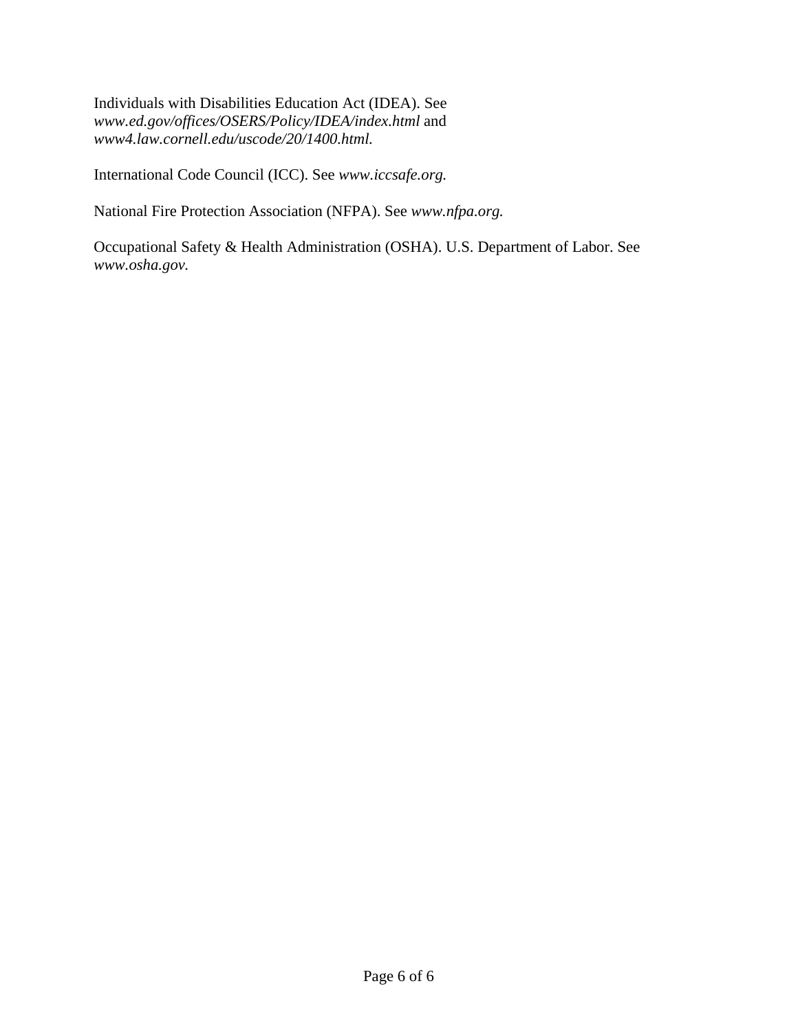Individuals with Disabilities Education Act (IDEA). See *www.ed.gov/offices/OSERS/Policy/IDEA/index.html* and *www4.law.cornell.edu/uscode/20/1400.html.*

International Code Council (ICC). See *www.iccsafe.org.*

National Fire Protection Association (NFPA). See *www.nfpa.org.*

Occupational Safety & Health Administration (OSHA). U.S. Department of Labor. See *www.osha.gov.*